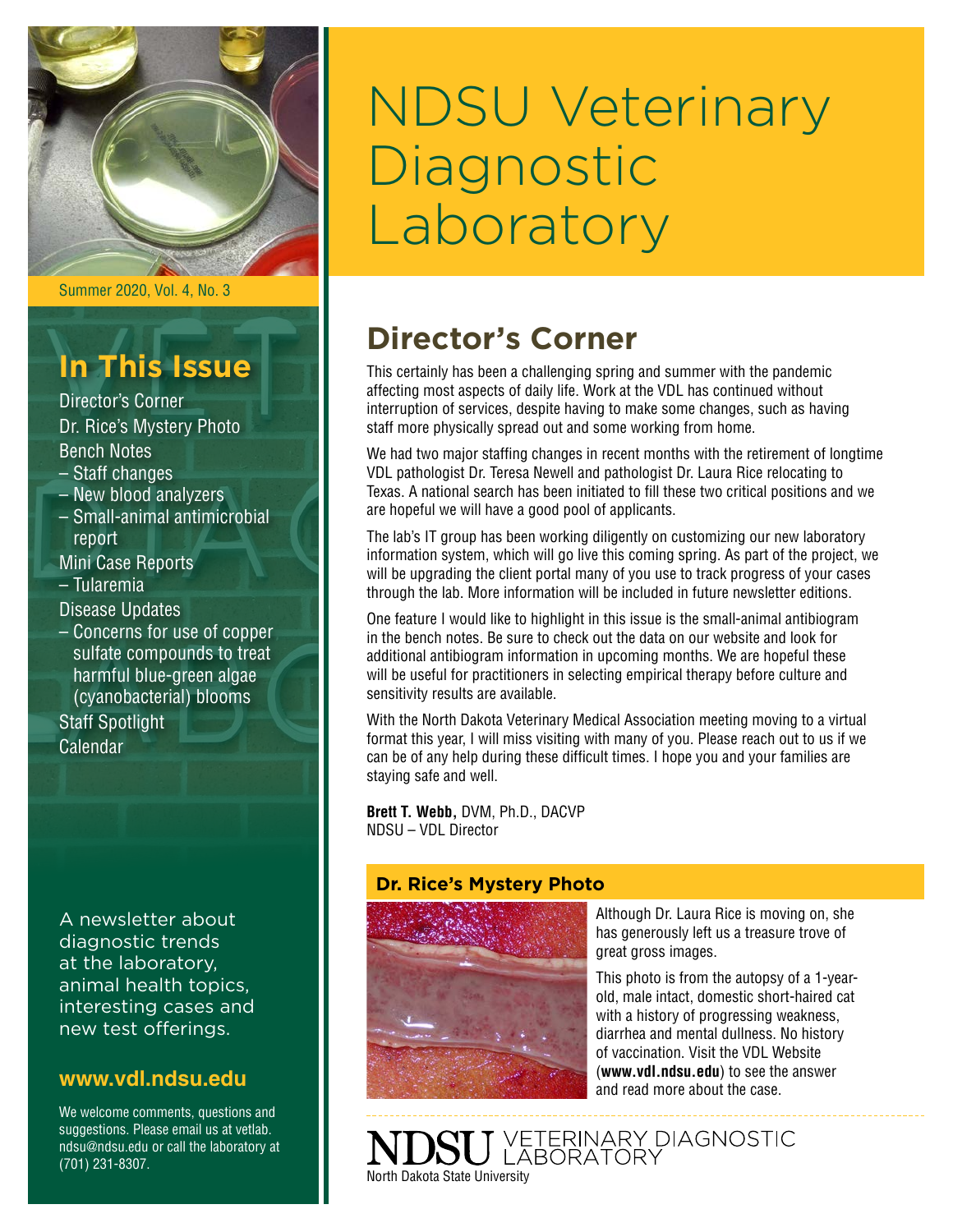# NDSU Veterinary Diagnostic Laboratory

Summer 2020, Vol. 4, No. 3

## In This Issue

Director's Corner
Dr. Rice's Mystery Photo
Bench Notes
– Staff changes
– New blood analyzers
– Small-animal antimicrobial report
Mini Case Reports
– Tularemia
Disease Updates
– Concerns for use of copper sulfate compounds to treat harmful blue-green algae (cyanobacterial) blooms
Staff Spotlight
Calendar

A newsletter about diagnostic trends at the laboratory, animal health topics, interesting cases and new test offerings.

**www.vdl.ndsu.edu**

We welcome comments, questions and suggestions. Please email us at vetlab.ndsu@ndsu.edu or call the laboratory at (701) 231-8307.

## Director's Corner

This certainly has been a challenging spring and summer with the pandemic affecting most aspects of daily life. Work at the VDL has continued without interruption of services, despite having to make some changes, such as having staff more physically spread out and some working from home.

We had two major staffing changes in recent months with the retirement of longtime VDL pathologist Dr. Teresa Newell and pathologist Dr. Laura Rice relocating to Texas. A national search has been initiated to fill these two critical positions and we are hopeful we will have a good pool of applicants.

The lab's IT group has been working diligently on customizing our new laboratory information system, which will go live this coming spring. As part of the project, we will be upgrading the client portal many of you use to track progress of your cases through the lab. More information will be included in future newsletter editions.

One feature I would like to highlight in this issue is the small-animal antibiogram in the bench notes. Be sure to check out the data on our website and look for additional antibiogram information in upcoming months. We are hopeful these will be useful for practitioners in selecting empirical therapy before culture and sensitivity results are available.

With the North Dakota Veterinary Medical Association meeting moving to a virtual format this year, I will miss visiting with many of you. Please reach out to us if we can be of any help during these difficult times. I hope you and your families are staying safe and well.

**Brett T. Webb,** DVM, Ph.D., DACVP
NDSU – VDL Director

### Dr. Rice's Mystery Photo

Although Dr. Laura Rice is moving on, she has generously left us a treasure trove of great gross images.

This photo is from the autopsy of a 1-year-old, male intact, domestic short-haired cat with a history of progressing weakness, diarrhea and mental dullness. No history of vaccination. Visit the VDL Website (**www.vdl.ndsu.edu**) to see the answer and read more about the case.

NDSU VETERINARY DIAGNOSTIC LABORATORY
North Dakota State University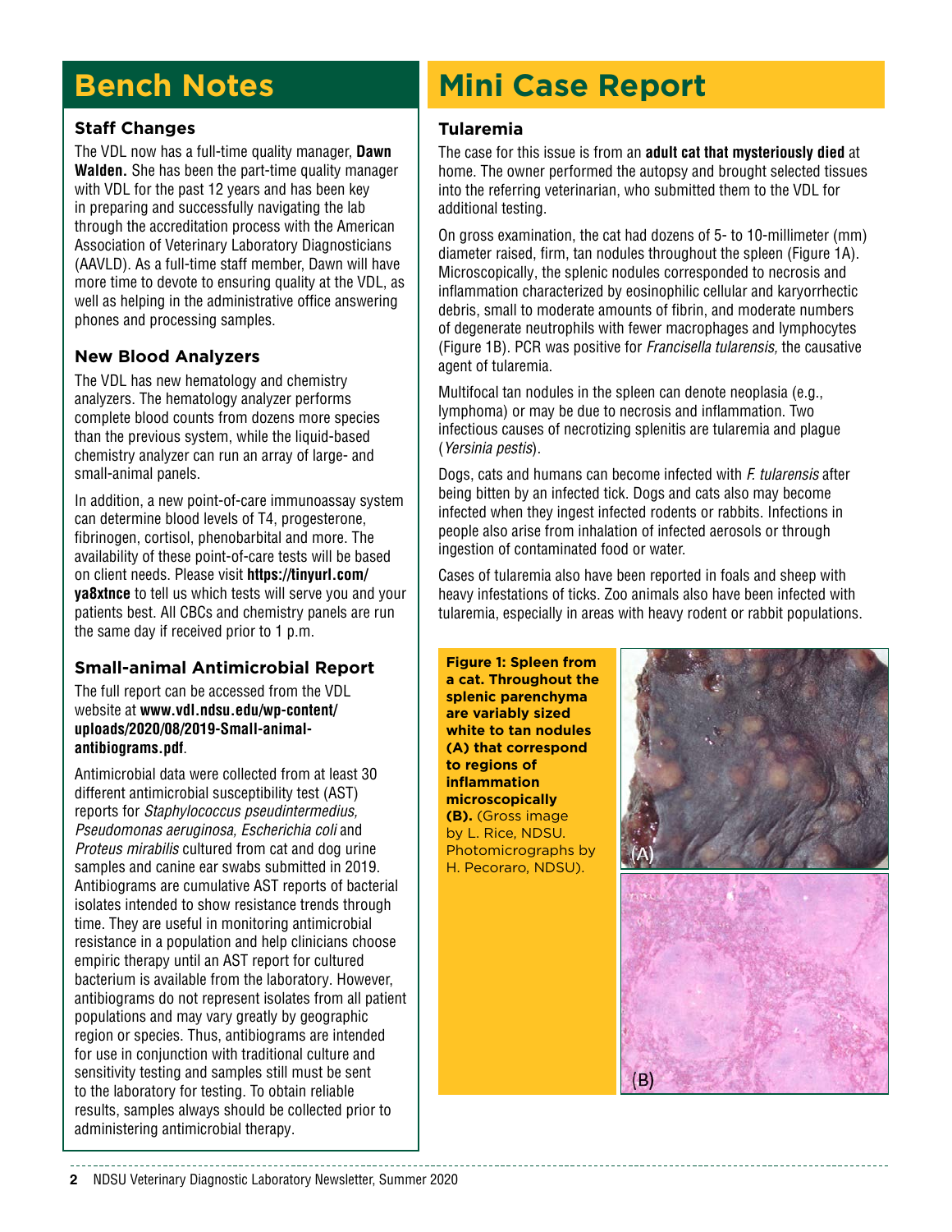# Bench Notes

### Staff Changes

The VDL now has a full-time quality manager, **Dawn Walden.** She has been the part-time quality manager with VDL for the past 12 years and has been key in preparing and successfully navigating the lab through the accreditation process with the American Association of Veterinary Laboratory Diagnosticians (AAVLD). As a full-time staff member, Dawn will have more time to devote to ensuring quality at the VDL, as well as helping in the administrative office answering phones and processing samples.

### New Blood Analyzers

The VDL has new hematology and chemistry analyzers. The hematology analyzer performs complete blood counts from dozens more species than the previous system, while the liquid-based chemistry analyzer can run an array of large- and small-animal panels.

In addition, a new point-of-care immunoassay system can determine blood levels of T4, progesterone, fibrinogen, cortisol, phenobarbital and more. The availability of these point-of-care tests will be based on client needs. Please visit **https://tinyurl.com/ya8xtnce** to tell us which tests will serve you and your patients best. All CBCs and chemistry panels are run the same day if received prior to 1 p.m.

### Small-animal Antimicrobial Report

The full report can be accessed from the VDL website at **www.vdl.ndsu.edu/wp-content/uploads/2020/08/2019-Small-animal-antibiograms.pdf**.

Antimicrobial data were collected from at least 30 different antimicrobial susceptibility test (AST) reports for *Staphylococcus pseudintermedius, Pseudomonas aeruginosa, Escherichia coli* and *Proteus mirabilis* cultured from cat and dog urine samples and canine ear swabs submitted in 2019. Antibiograms are cumulative AST reports of bacterial isolates intended to show resistance trends through time. They are useful in monitoring antimicrobial resistance in a population and help clinicians choose empiric therapy until an AST report for cultured bacterium is available from the laboratory. However, antibiograms do not represent isolates from all patient populations and may vary greatly by geographic region or species. Thus, antibiograms are intended for use in conjunction with traditional culture and sensitivity testing and samples still must be sent to the laboratory for testing. To obtain reliable results, samples always should be collected prior to administering antimicrobial therapy.

# Mini Case Report

### Tularemia

The case for this issue is from an **adult cat that mysteriously died** at home. The owner performed the autopsy and brought selected tissues into the referring veterinarian, who submitted them to the VDL for additional testing.

On gross examination, the cat had dozens of 5- to 10-millimeter (mm) diameter raised, firm, tan nodules throughout the spleen (Figure 1A). Microscopically, the splenic nodules corresponded to necrosis and inflammation characterized by eosinophilic cellular and karyorrhectic debris, small to moderate amounts of fibrin, and moderate numbers of degenerate neutrophils with fewer macrophages and lymphocytes (Figure 1B). PCR was positive for *Francisella tularensis,* the causative agent of tularemia.

Multifocal tan nodules in the spleen can denote neoplasia (e.g., lymphoma) or may be due to necrosis and inflammation. Two infectious causes of necrotizing splenitis are tularemia and plague (*Yersinia pestis*).

Dogs, cats and humans can become infected with *F. tularensis* after being bitten by an infected tick. Dogs and cats also may become infected when they ingest infected rodents or rabbits. Infections in people also arise from inhalation of infected aerosols or through ingestion of contaminated food or water.

Cases of tularemia also have been reported in foals and sheep with heavy infestations of ticks. Zoo animals also have been infected with tularemia, especially in areas with heavy rodent or rabbit populations.

**Figure 1: Spleen from a cat. Throughout the splenic parenchyma are variably sized white to tan nodules (A) that correspond to regions of inflammation microscopically (B).** (Gross image by L. Rice, NDSU. Photomicrographs by H. Pecoraro, NDSU).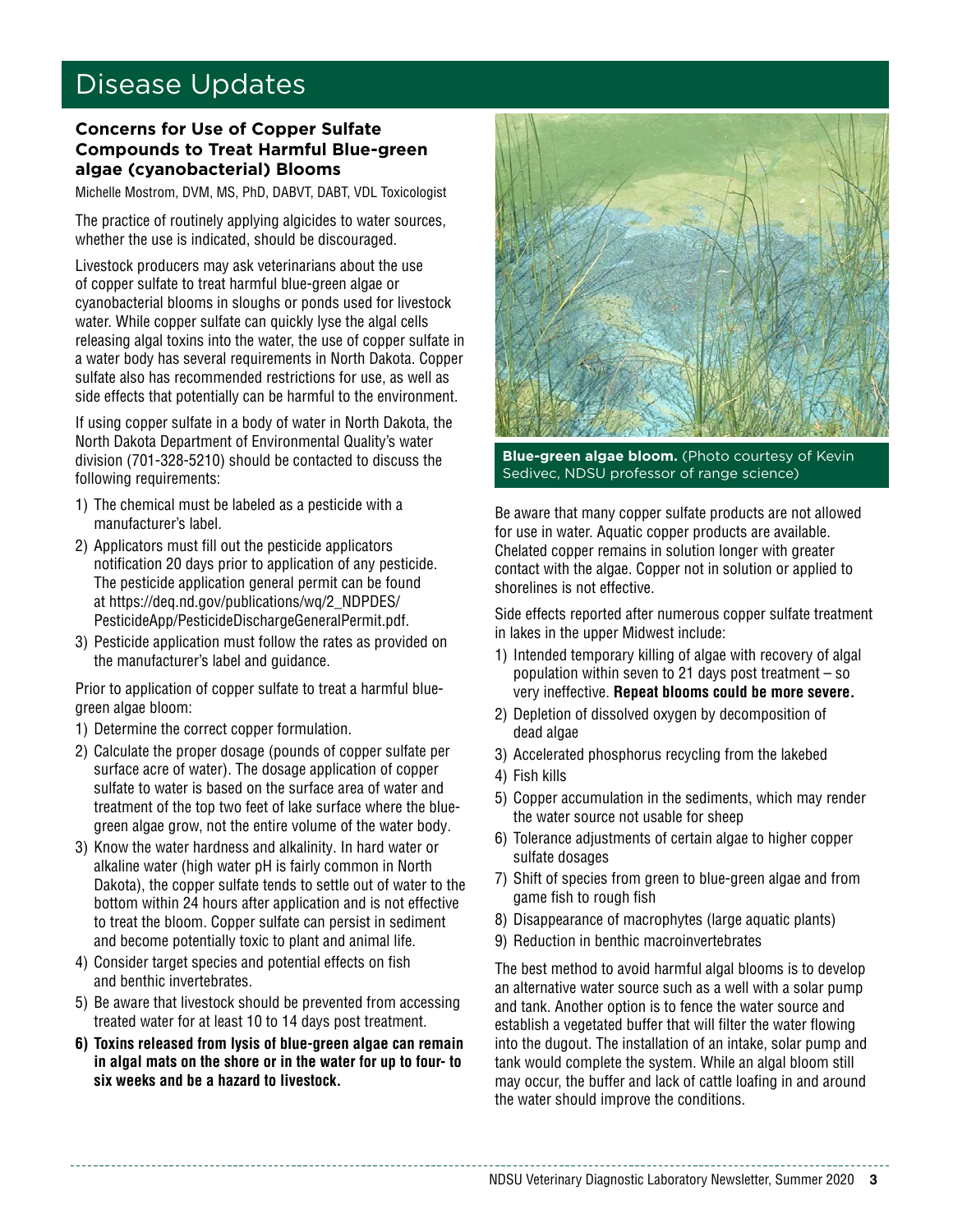# Disease Updates

### Concerns for Use of Copper Sulfate Compounds to Treat Harmful Blue-green algae (cyanobacterial) Blooms

Michelle Mostrom, DVM, MS, PhD, DABVT, DABT, VDL Toxicologist

The practice of routinely applying algicides to water sources, whether the use is indicated, should be discouraged.

Livestock producers may ask veterinarians about the use of copper sulfate to treat harmful blue-green algae or cyanobacterial blooms in sloughs or ponds used for livestock water. While copper sulfate can quickly lyse the algal cells releasing algal toxins into the water, the use of copper sulfate in a water body has several requirements in North Dakota. Copper sulfate also has recommended restrictions for use, as well as side effects that potentially can be harmful to the environment.

If using copper sulfate in a body of water in North Dakota, the North Dakota Department of Environmental Quality's water division (701-328-5210) should be contacted to discuss the following requirements:

1) The chemical must be labeled as a pesticide with a manufacturer's label.
2) Applicators must fill out the pesticide applicators notification 20 days prior to application of any pesticide. The pesticide application general permit can be found at https://deq.nd.gov/publications/wq/2_NDPDES/PesticideApp/PesticideDischargeGeneralPermit.pdf.
3) Pesticide application must follow the rates as provided on the manufacturer's label and guidance.

Prior to application of copper sulfate to treat a harmful blue-green algae bloom:

1) Determine the correct copper formulation.
2) Calculate the proper dosage (pounds of copper sulfate per surface acre of water). The dosage application of copper sulfate to water is based on the surface area of water and treatment of the top two feet of lake surface where the blue-green algae grow, not the entire volume of the water body.
3) Know the water hardness and alkalinity. In hard water or alkaline water (high water pH is fairly common in North Dakota), the copper sulfate tends to settle out of water to the bottom within 24 hours after application and is not effective to treat the bloom. Copper sulfate can persist in sediment and become potentially toxic to plant and animal life.
4) Consider target species and potential effects on fish and benthic invertebrates.
5) Be aware that livestock should be prevented from accessing treated water for at least 10 to 14 days post treatment.
6) **Toxins released from lysis of blue-green algae can remain in algal mats on the shore or in the water for up to four- to six weeks and be a hazard to livestock.**

**Blue-green algae bloom.** (Photo courtesy of Kevin Sedivec, NDSU professor of range science)

Be aware that many copper sulfate products are not allowed for use in water. Aquatic copper products are available. Chelated copper remains in solution longer with greater contact with the algae. Copper not in solution or applied to shorelines is not effective.

Side effects reported after numerous copper sulfate treatment in lakes in the upper Midwest include:

1) Intended temporary killing of algae with recovery of algal population within seven to 21 days post treatment – so very ineffective. **Repeat blooms could be more severe.**
2) Depletion of dissolved oxygen by decomposition of dead algae
3) Accelerated phosphorus recycling from the lakebed
4) Fish kills
5) Copper accumulation in the sediments, which may render the water source not usable for sheep
6) Tolerance adjustments of certain algae to higher copper sulfate dosages
7) Shift of species from green to blue-green algae and from game fish to rough fish
8) Disappearance of macrophytes (large aquatic plants)
9) Reduction in benthic macroinvertebrates

The best method to avoid harmful algal blooms is to develop an alternative water source such as a well with a solar pump and tank. Another option is to fence the water source and establish a vegetated buffer that will filter the water flowing into the dugout. The installation of an intake, solar pump and tank would complete the system. While an algal bloom still may occur, the buffer and lack of cattle loafing in and around the water should improve the conditions.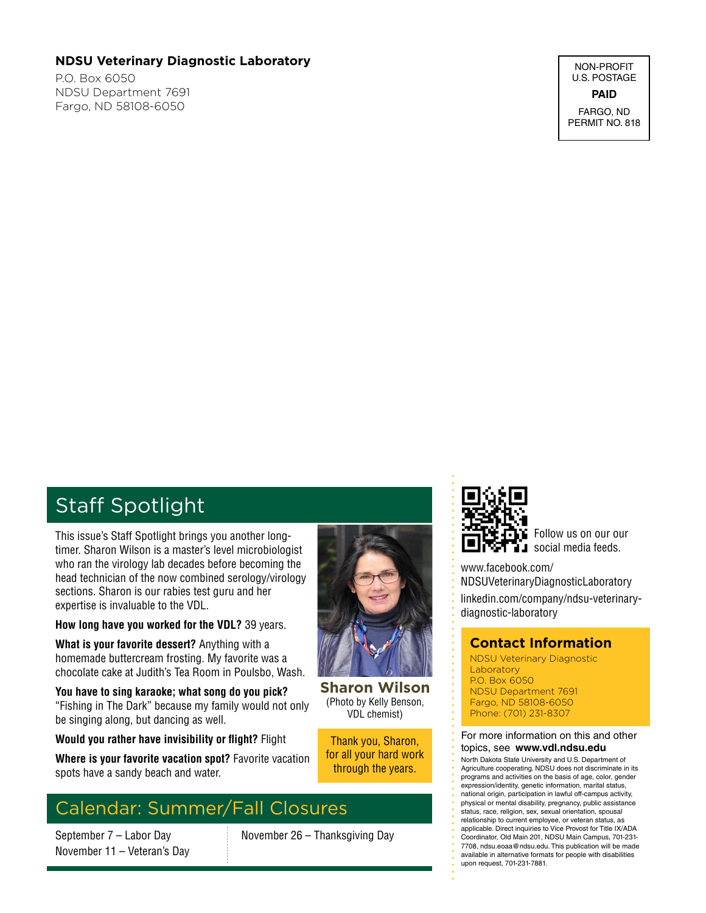**NDSU Veterinary Diagnostic Laboratory**

P.O. Box 6050
NDSU Department 7691
Fargo, ND 58108-6050

NON-PROFIT
U.S. POSTAGE
**PAID**
FARGO, ND
PERMIT NO. 818

## Staff Spotlight

This issue's Staff Spotlight brings you another long-timer. Sharon Wilson is a master's level microbiologist who ran the virology lab decades before becoming the head technician of the now combined serology/virology sections. Sharon is our rabies test guru and her expertise is invaluable to the VDL.

**How long have you worked for the VDL?** 39 years.

**What is your favorite dessert?** Anything with a homemade buttercream frosting. My favorite was a chocolate cake at Judith's Tea Room in Poulsbo, Wash.

**You have to sing karaoke; what song do you pick?** "Fishing in The Dark" because my family would not only be singing along, but dancing as well.

**Would you rather have invisibility or flight?** Flight

**Where is your favorite vacation spot?** Favorite vacation spots have a sandy beach and water.

**Sharon Wilson**
(Photo by Kelly Benson, VDL chemist)

Thank you, Sharon, for all your hard work through the years.

## Calendar: Summer/Fall Closures

September 7 – Labor Day
November 11 – Veteran's Day
November 26 – Thanksgiving Day

Follow us on our our social media feeds.

www.facebook.com/NDSUVeterinaryDiagnosticLaboratory

linkedin.com/company/ndsu-veterinary-diagnostic-laboratory

### Contact Information

NDSU Veterinary Diagnostic Laboratory
P.O. Box 6050
NDSU Department 7691
Fargo, ND 58108-6050
Phone: (701) 231-8307

For more information on this and other topics, see **www.vdl.ndsu.edu**

North Dakota State University and U.S. Department of Agriculture cooperating. NDSU does not discriminate in its programs and activities on the basis of age, color, gender expression/identity, genetic information, marital status, national origin, participation in lawful off-campus activity, physical or mental disability, pregnancy, public assistance status, race, religion, sex, sexual orientation, spousal relationship to current employee, or veteran status, as applicable. Direct inquiries to Vice Provost for Title IX/ADA Coordinator, Old Main 201, NDSU Main Campus, 701-231-7708, ndsu.eoaa@ndsu.edu. This publication will be made available in alternative formats for people with disabilities upon request, 701-231-7881.